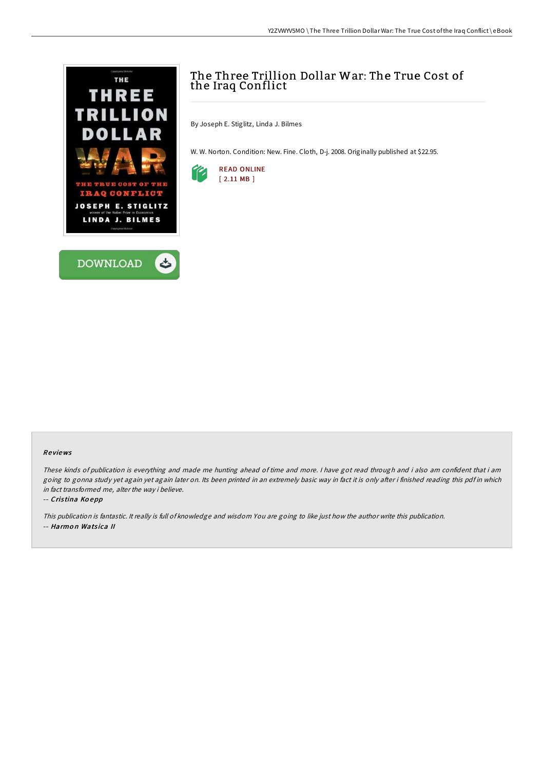# The Three Trillion Dollar War: The True Cost of the Iraq Conflict

By Joseph E. Stiglitz, Linda J. Bilmes

W. W. Norton. Condition: New. Fine. Cloth, D-j. 2008. Originally published at $22.95.

READ ONLINE
[ 2.11 MB ]

DOWNLOAD

### Reviews

*These kinds of publication is everything and made me hunting ahead of time and more. I have got read through and i also am confident that i am going to gonna study yet again yet again later on. Its been printed in an extremely basic way in fact it is only after i finished reading this pdf in which in fact transformed me, alter the way i believe.*

-- ***Cristina Koepp***

*This publication is fantastic. It really is full of knowledge and wisdom You are going to like just how the author write this publication.*

-- ***Harmon Watsica II***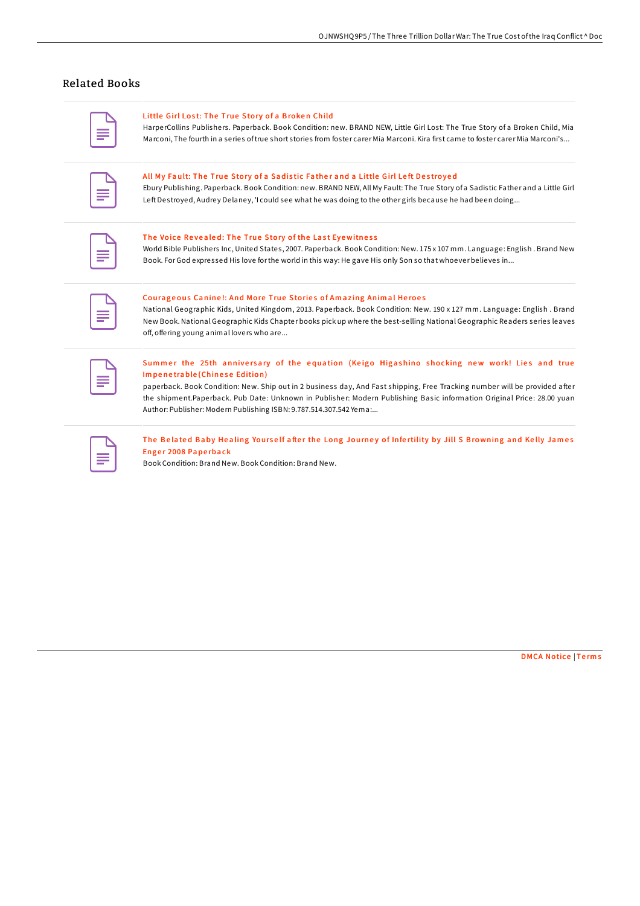## Related Books

### Little Girl Lost: The True Story of a Broken Child

HarperCollins Publishers. Paperback. Book Condition: new. BRAND NEW, Little Girl Lost: The True Story of a Broken Child, Mia Marconi, The fourth in a series of true short stories from foster carer Mia Marconi. Kira first came to foster carer Mia Marconi's...

### All My Fault: The True Story of a Sadistic Father and a Little Girl Left Destroyed

Ebury Publishing. Paperback. Book Condition: new. BRAND NEW, All My Fault: The True Story of a Sadistic Father and a Little Girl Left Destroyed, Audrey Delaney, 'I could see what he was doing to the other girls because he had been doing...

### The Voice Revealed: The True Story of the Last Eyewitness

World Bible Publishers Inc, United States, 2007. Paperback. Book Condition: New. 175 x 107 mm. Language: English . Brand New Book. For God expressed His love for the world in this way: He gave His only Son so that whoever believes in...

### Courageous Canine!: And More True Stories of Amazing Animal Heroes

National Geographic Kids, United Kingdom, 2013. Paperback. Book Condition: New. 190 x 127 mm. Language: English . Brand New Book. National Geographic Kids Chapter books pick up where the best-selling National Geographic Readers series leaves off, offering young animal lovers who are...

### Summer the 25th anniversary of the equation (Keigo Higashino shocking new work! Lies and true Impenetrable(Chinese Edition)

paperback. Book Condition: New. Ship out in 2 business day, And Fast shipping, Free Tracking number will be provided after the shipment.Paperback. Pub Date: Unknown in Publisher: Modern Publishing Basic information Original Price: 28.00 yuan Author: Publisher: Modern Publishing ISBN: 9.787.514.307.542 Yema:...

### The Belated Baby Healing Yourself after the Long Journey of Infertility by Jill S Browning and Kelly James Enger 2008 Paperback

Book Condition: Brand New. Book Condition: Brand New.

DMCA Notice | Terms